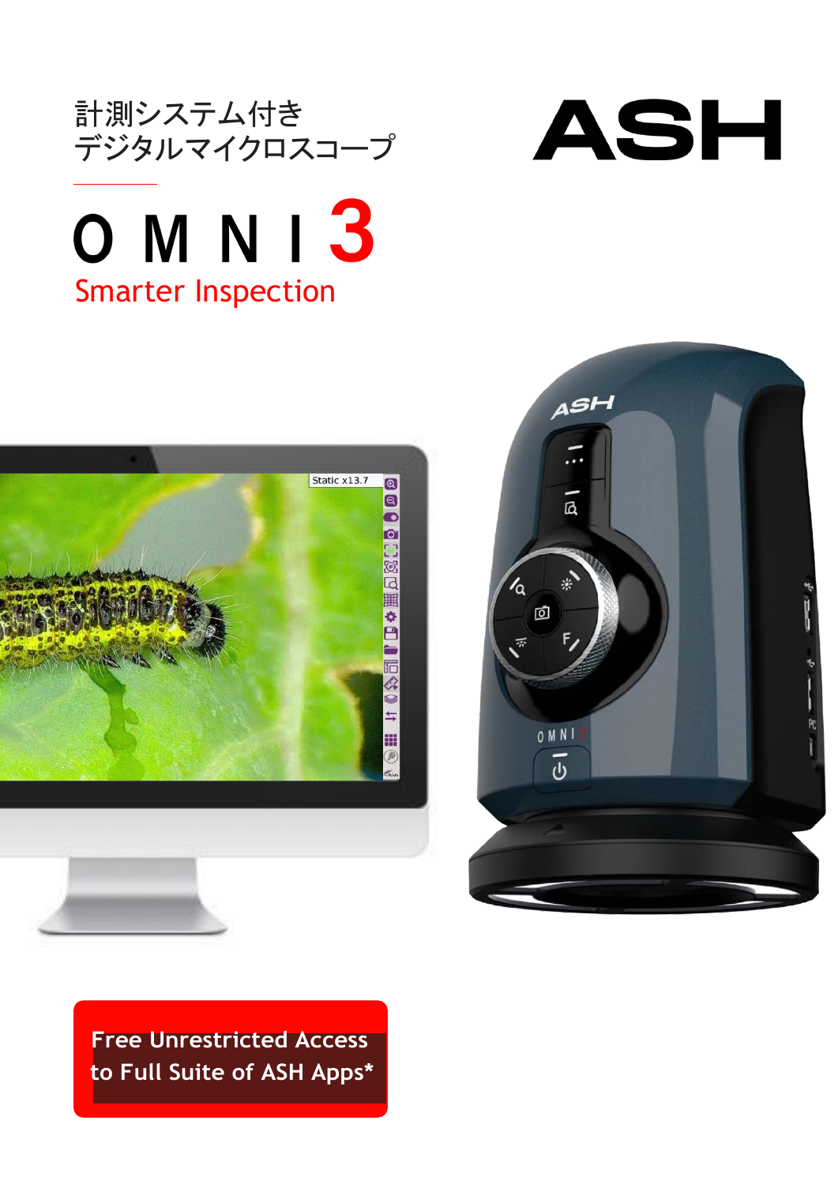計測システム付き
デジタルマイクロスコープ

# ASH

# OMNI3

## Smarter Inspection

**Free Unrestricted Access to Full Suite of ASH Apps***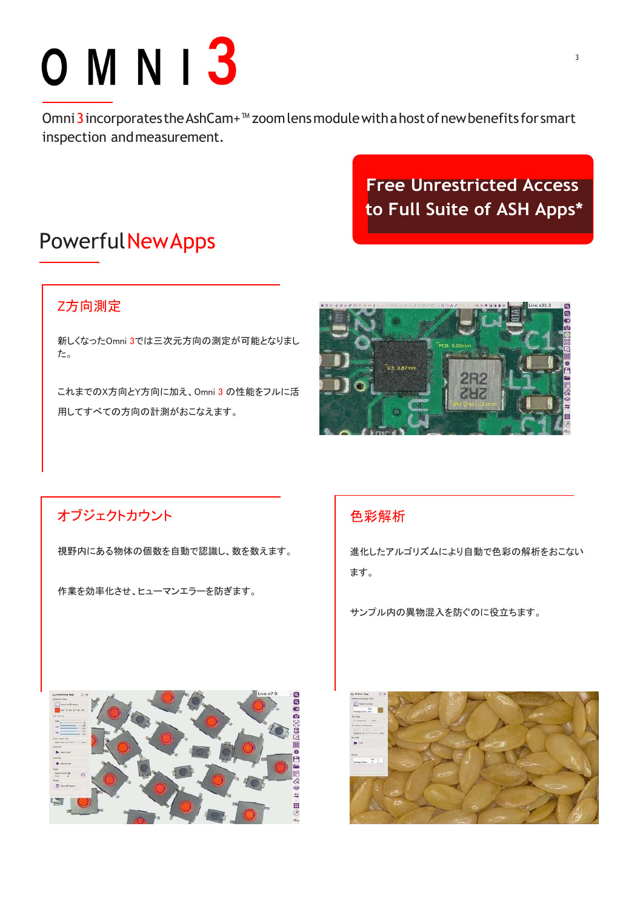# OMNI3

Omni 3 incorporates the AshCam+™ zoom lens module with a host of new benefits for smart inspection and measurement.

**Free Unrestricted Access to Full Suite of ASH Apps***

## Powerful New Apps

### Z方向測定

新しくなったOmni 3では三次元方向の測定が可能となりました。

これまでのX方向とY方向に加え、Omni 3 の性能をフルに活用してすべての方向の計測がおこなえます。

### オブジェクトカウント

視野内にある物体の個数を自動で認識し、数を数えます。

作業を効率化させ、ヒューマンエラーを防ぎます。

### 色彩解析

進化したアルゴリズムにより自動で色彩の解析をおこないます。

サンプル内の異物混入を防ぐのに役立ちます。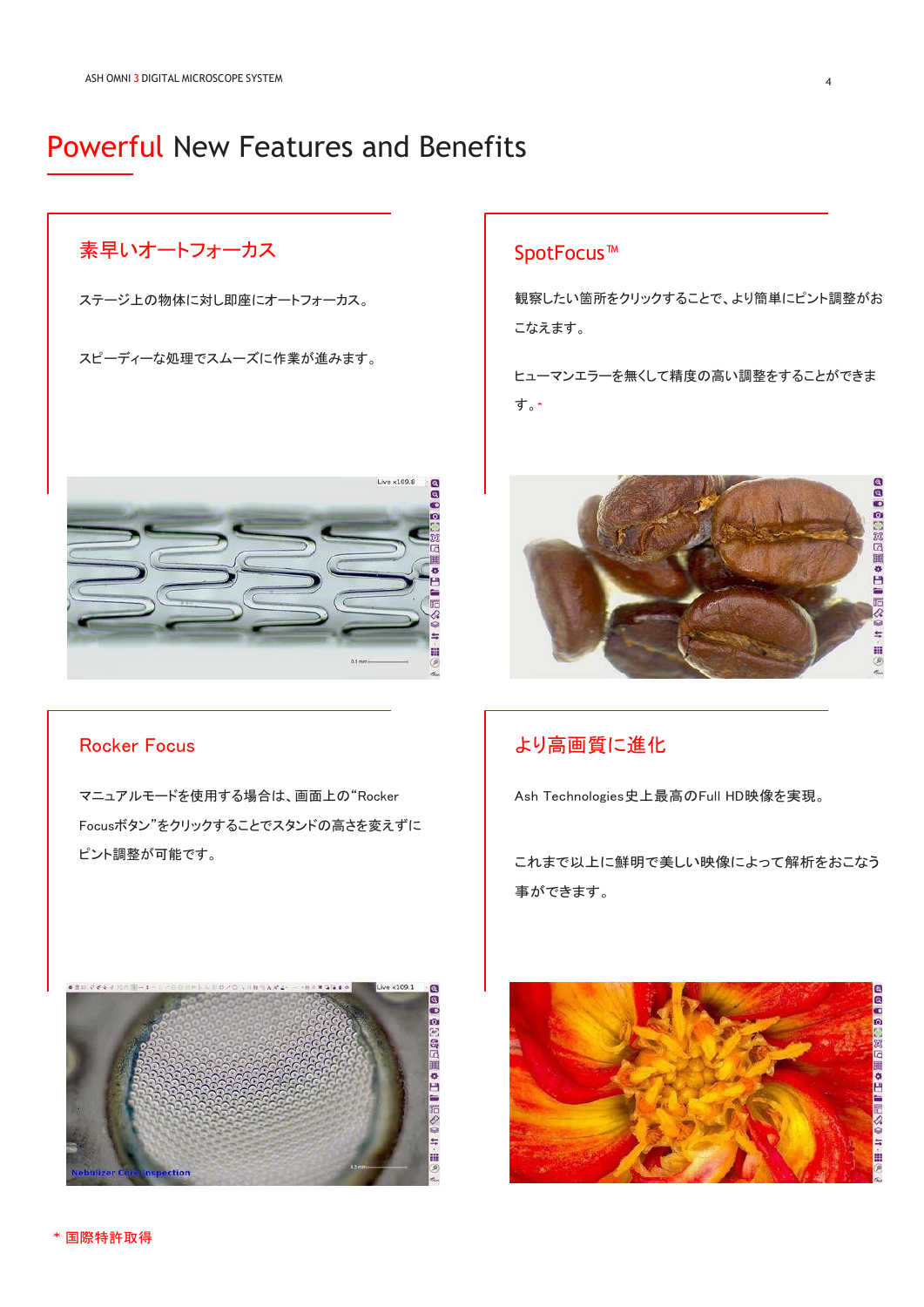# Powerful New Features and Benefits

## 素早いオートフォーカス

ステージ上の物体に対し即座にオートフォーカス。

スピーディーな処理でスムーズに作業が進みます。

## SpotFocus™

観察したい箇所をクリックすることで、より簡単にピント調整がおこなえます。

ヒューマンエラーを無くして精度の高い調整をすることができます。*

## Rocker Focus

マニュアルモードを使用する場合は、画面上の"Rocker Focusボタン"をクリックすることでスタンドの高さを変えずにピント調整が可能です。

## より高画質に進化

Ash Technologies史上最高のFull HD映像を実現。

これまで以上に鮮明で美しい映像によって解析をおこなう事ができます。

* 国際特許取得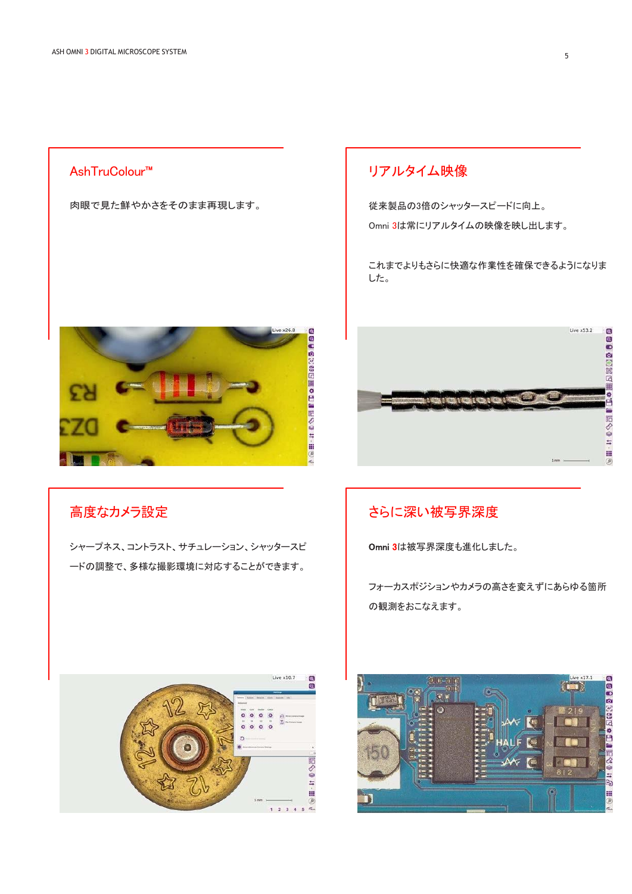## AshTruColour™

肉眼で見た鮮やかさをそのまま再現します。

## リアルタイム映像

従来製品の3倍のシャッタースピードに向上。

Omni 3は常にリアルタイムの映像を映し出します。

これまでよりもさらに快適な作業性を確保できるようになりました。

## 高度なカメラ設定

シャープネス、コントラスト、サチュレーション、シャッタースピードの調整で、多様な撮影環境に対応することができます。

## さらに深い被写界深度

**Omni 3**は被写界深度も進化しました。

フォーカスポジションやカメラの高さを変えずにあらゆる箇所の観測をおこなえます。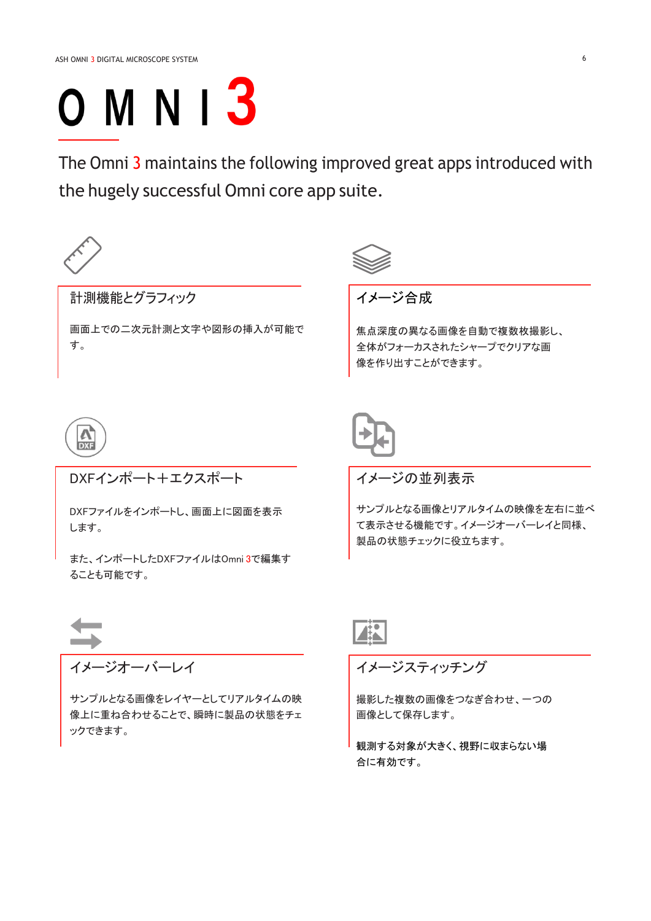# OMNI 3

The Omni 3 maintains the following improved great apps introduced with the hugely successful Omni core app suite.

## 計測機能とグラフィック

画面上での二次元計測と文字や図形の挿入が可能です。

## イメージ合成

焦点深度の異なる画像を自動で複数枚撮影し、全体がフォーカスされたシャープでクリアな画像を作り出すことができます。

## DXFインポート＋エクスポート

DXFファイルをインポートし、画面上に図面を表示します。

また、インポートしたDXFファイルはOmni 3で編集することも可能です。

## イメージの並列表示

サンプルとなる画像とリアルタイムの映像を左右に並べて表示させる機能です。イメージオーバーレイと同様、製品の状態チェックに役立ちます。

## イメージオーバーレイ

サンプルとなる画像をレイヤーとしてリアルタイムの映像上に重ね合わせることで、瞬時に製品の状態をチェックできます。

## イメージスティッチング

撮影した複数の画像をつなぎ合わせ、一つの画像として保存します。

観測する対象が大きく、視野に収まらない場合に有効です。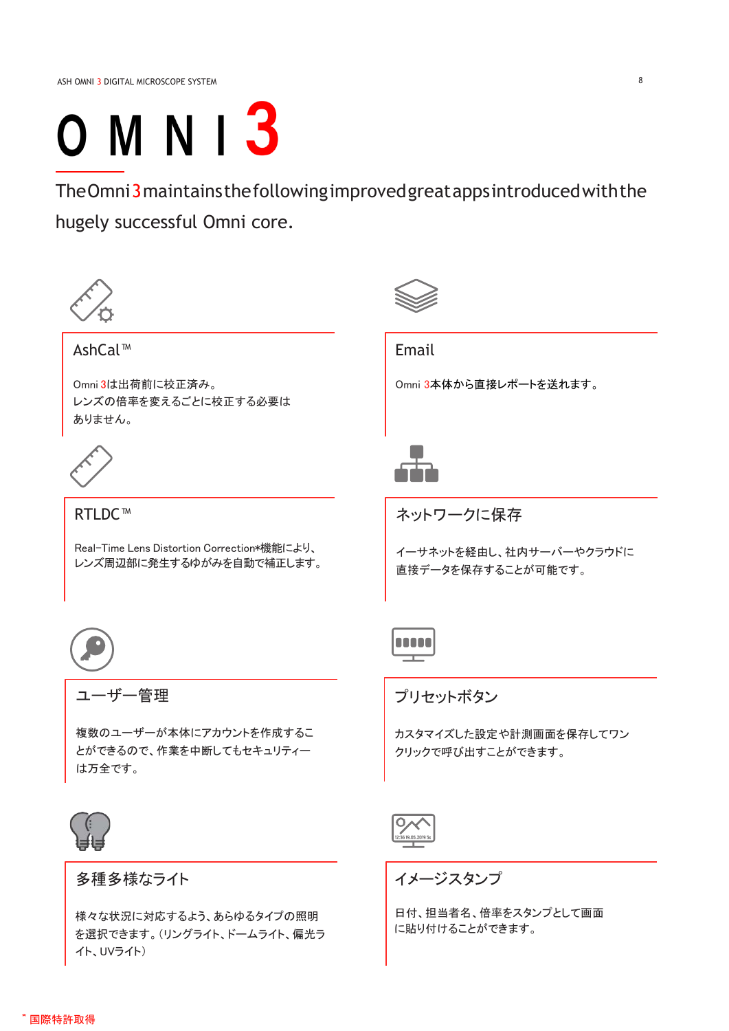# OMNI 3

The Omni 3 maintains the following improved great apps introduced with the hugely successful Omni core.

## AshCal™

Omni 3は出荷前に校正済み。
レンズの倍率を変えるごとに校正する必要はありません。

## Email

Omni 3本体から直接レポートを送れます。

## RTLDC™

Real-Time Lens Distortion Correction*機能により、レンズ周辺部に発生するゆがみを自動で補正します。

## ネットワークに保存

イーサネットを経由し、社内サーバーやクラウドに直接データを保存することが可能です。

## ユーザー管理

複数のユーザーが本体にアカウントを作成することができるので、作業を中断してもセキュリティーは万全です。

## プリセットボタン

カスタマイズした設定や計測画面を保存してワンクリックで呼び出すことができます。

## 多種多様なライト

様々な状況に対応するよう、あらゆるタイプの照明を選択できます。（リングライト、ドームライト、偏光ライト、UVライト）

## イメージスタンプ

日付、担当者名、倍率をスタンプとして画面に貼り付けることができます。

* 国際特許取得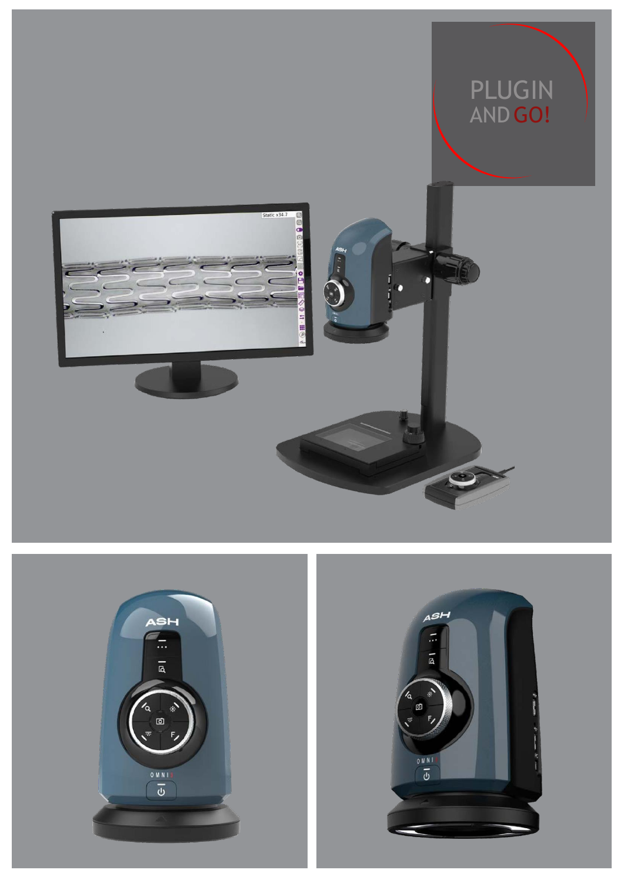PLUGIN AND GO!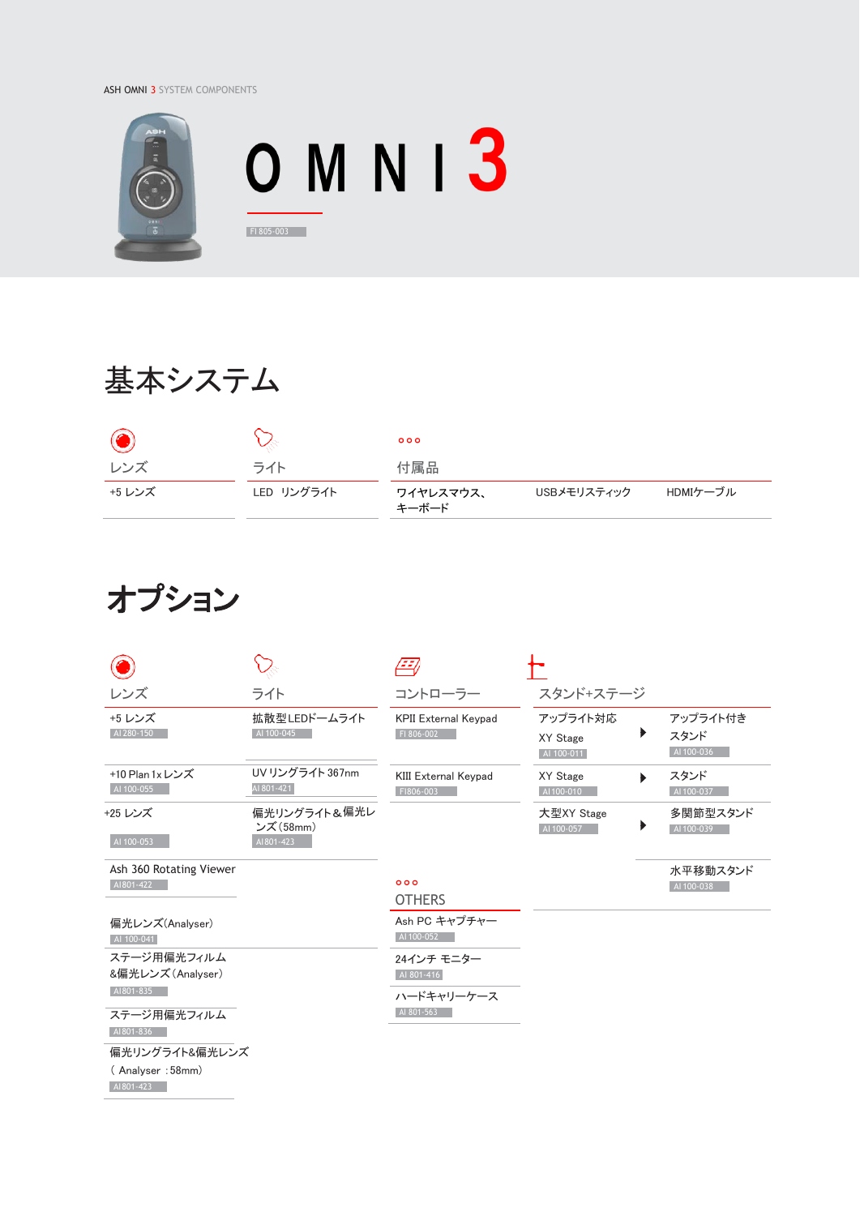ASH OMNI 3 SYSTEM COMPONENTS

# OMNI 3

FI 805-003

## 基本システム

| レンズ | ライト | 付属品 | | |
|---|---|---|---|---|
| +5 レンズ | LED　リングライト | ワイヤレスマウス、キーボード | USBメモリスティック | HDMIケーブル |

## オプション

### レンズ

- +5 レンズ AI 280-150
- +10 Plan 1x レンズ AI 100-055
- +25 レンズ AI 100-053
- Ash 360 Rotating Viewer AI801-422
- 偏光レンズ(Analyser) AI 100-041
- ステージ用偏光フィルム&偏光レンズ(Analyser) AI801-835
- ステージ用偏光フィルム AI801-836
- 偏光リングライト&偏光レンズ（Analyser：58mm) AI801-423

### ライト

- 拡散型LEDドームライト AI 100-045
- UV リングライト 367nm AI 801-421
- 偏光リングライト＆偏光レンズ(58mm) AI801-423

### コントローラー

- KPII External Keypad FI 806-002
- KIII External Keypad FI806-003

### OTHERS

- Ash PC キャプチャー AI 100-052
- 24インチ モニター AI 801-416
- ハードキャリーケース AI 801-563

### スタンド+ステージ

| ステージ | | スタンド |
|---|---|---|
| アップライト対応 XY Stage AI 100-011 | ▶ | アップライト付きスタンド AI 100-036 |
| XY Stage AI100-010 | ▶ | スタンド AI 100-037 |
| 大型XY Stage AI 100-057 | ▶ | 多関節型スタンド AI 100-039 |
| | | 水平移動スタンド AI 100-038 |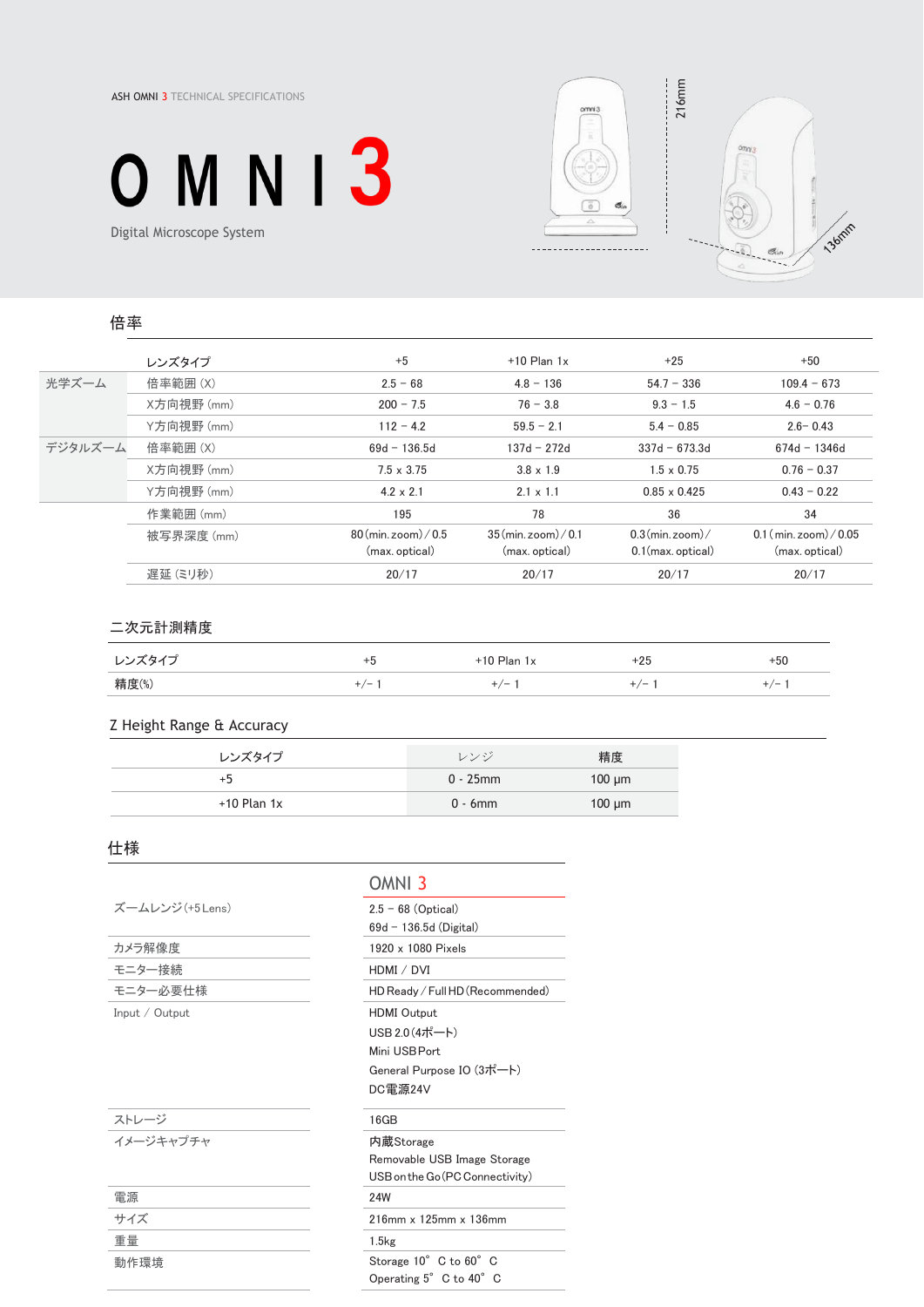ASH OMNI 3 TECHNICAL SPECIFICATIONS

# OMNI 3

Digital Microscope System

216mm

136mm

## 倍率

| | レンズタイプ | +5 | +10 Plan 1x | +25 | +50 |
|---|---|---|---|---|---|
| 光学ズーム | 倍率範囲 (X) | 2.5 – 68 | 4.8 – 136 | 54.7 – 336 | 109.4 – 673 |
| | X方向視野 (mm) | 200 - 7.5 | 76 – 3.8 | 9.3 – 1.5 | 4.6 – 0.76 |
| | Y方向視野 (mm) | 112 – 4.2 | 59.5 – 2.1 | 5.4 – 0.85 | 2.6– 0.43 |
| デジタルズーム | 倍率範囲 (X) | 69d – 136.5d | 137d – 272d | 337d – 673.3d | 674d – 1346d |
| | X方向視野 (mm) | 7.5 x 3.75 | 3.8 x 1.9 | 1.5 x 0.75 | 0.76 – 0.37 |
| | Y方向視野 (mm) | 4.2 x 2.1 | 2.1 x 1.1 | 0.85 x 0.425 | 0.43 – 0.22 |
| | 作業範囲 (mm) | 195 | 78 | 36 | 34 |
| | 被写界深度 (mm) | 80 (min. zoom) / 0.5 (max. optical) | 35 (min. zoom) / 0.1 (max. optical) | 0.3 (min. zoom) / 0.1 (max. optical) | 0.1 ( min. zoom) / 0.05 (max. optical) |
| | 遅延 (ミリ秒) | 20/17 | 20/17 | 20/17 | 20/17 |

## 二次元計測精度

| レンズタイプ | +5 | +10 Plan 1x | +25 | +50 |
|---|---|---|---|---|
| 精度(%) | +/– 1 | +/– 1 | +/– 1 | +/– 1 |

## Z Height Range & Accuracy

| レンズタイプ | レンジ | 精度 |
|---|---|---|
| +5 | 0 - 25mm | 100 µm |
| +10 Plan 1x | 0 - 6mm | 100 µm |

## 仕様

| | OMNI 3 |
|---|---|
| ズームレンジ (+5 Lens) | 2.5 – 68 (Optical)<br>69d – 136.5d (Digital) |
| カメラ解像度 | 1920 x 1080 Pixels |
| モニター接続 | HDMI / DVI |
| モニター必要仕様 | HD Ready / Full HD (Recommended) |
| Input / Output | HDMI Output<br>USB 2.0 (4ポート)<br>Mini USB Port<br>General Purpose IO (3ポート)<br>DC電源24V |
| ストレージ | 16GB |
| イメージキャプチャ | 内蔵Storage<br>Removable USB Image Storage<br>USB on the Go (PC Connectivity) |
| 電源 | 24W |
| サイズ | 216mm x 125mm x 136mm |
| 重量 | 1.5kg |
| 動作環境 | Storage 10° C to 60° C<br>Operating 5° C to 40° C |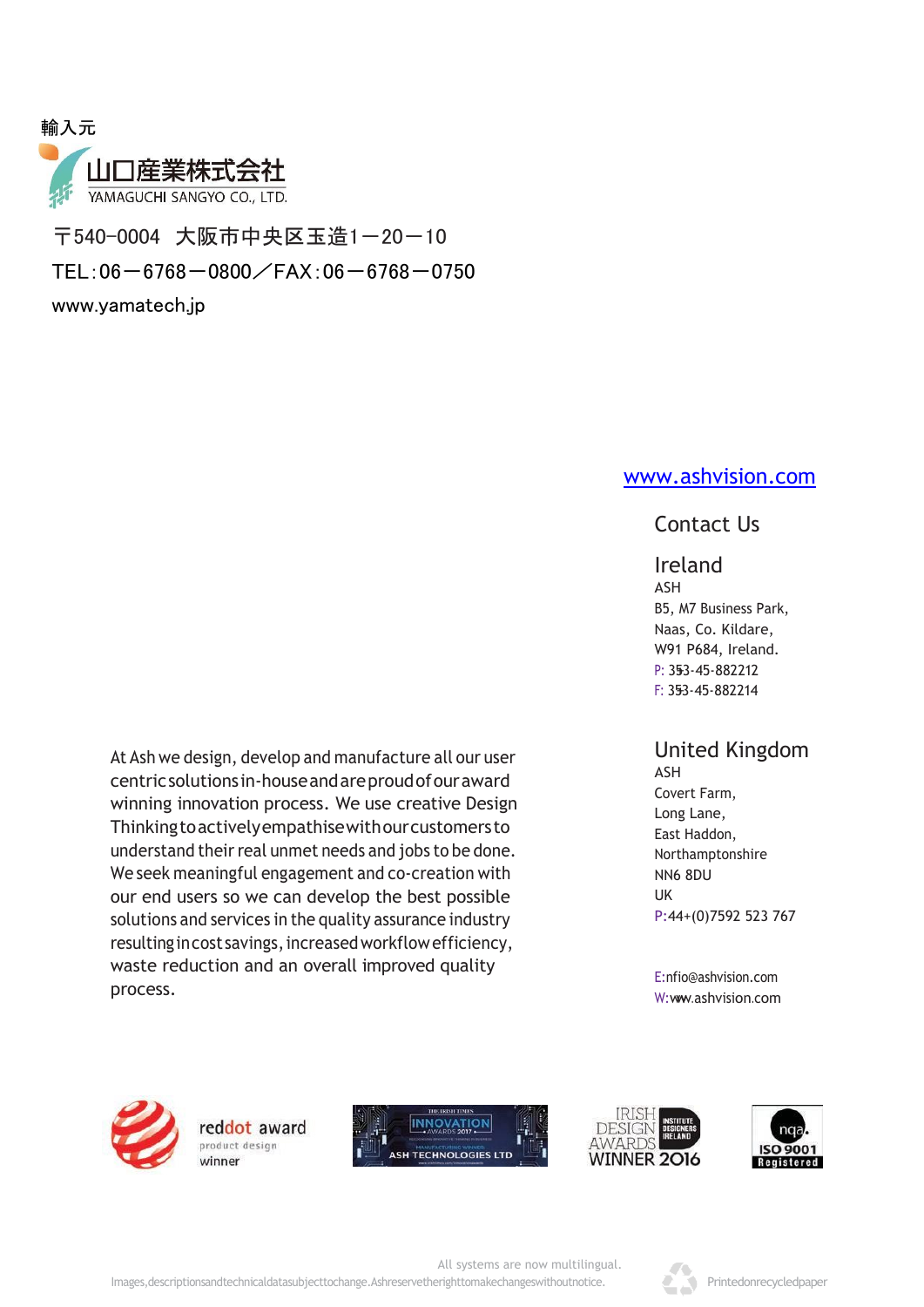輸入元

山口産業株式会社
YAMAGUCHI SANGYO CO., LTD.

〒540-0004　大阪市中央区玉造1－20－10

TEL：06－6768－0800／FAX：06－6768－0750

www.yamatech.jp

www.ashvision.com

## Contact Us

### Ireland

ASH
B5, M7 Business Park,
Naas, Co. Kildare,
W91 P684, Ireland.
P: 353-45-882212
F: 353-45-882214

At Ash we design, develop and manufacture all our user centric solutions in-house and are proud of our award winning innovation process. We use creative Design Thinking to actively empathise with our customers to understand their real unmet needs and jobs to be done. We seek meaningful engagement and co-creation with our end users so we can develop the best possible solutions and services in the quality assurance industry resulting in cost savings, increased workflow efficiency, waste reduction and an overall improved quality process.

### United Kingdom

ASH
Covert Farm,
Long Lane,
East Haddon,
Northamptonshire
NN6 8DU
UK
P:44+(0)7592 523 767

E:nfio@ashvision.com
W:ww.ashvision.com

reddot award
product design
winner

THE IRISH TIMES
INNOVATION AWARDS 2017
ASH TECHNOLOGIES LTD

IRISH DESIGN AWARDS WINNER 2016
INSTITUTE DESIGNERS IRELAND

nqa.
ISO 9001
Registered

All systems are now multilingual.
Images,descriptionsandtechnicaldatasubjecttochange.Ashreservetherighttomakechangeswithoutnotice.

Printedonrecycledpaper